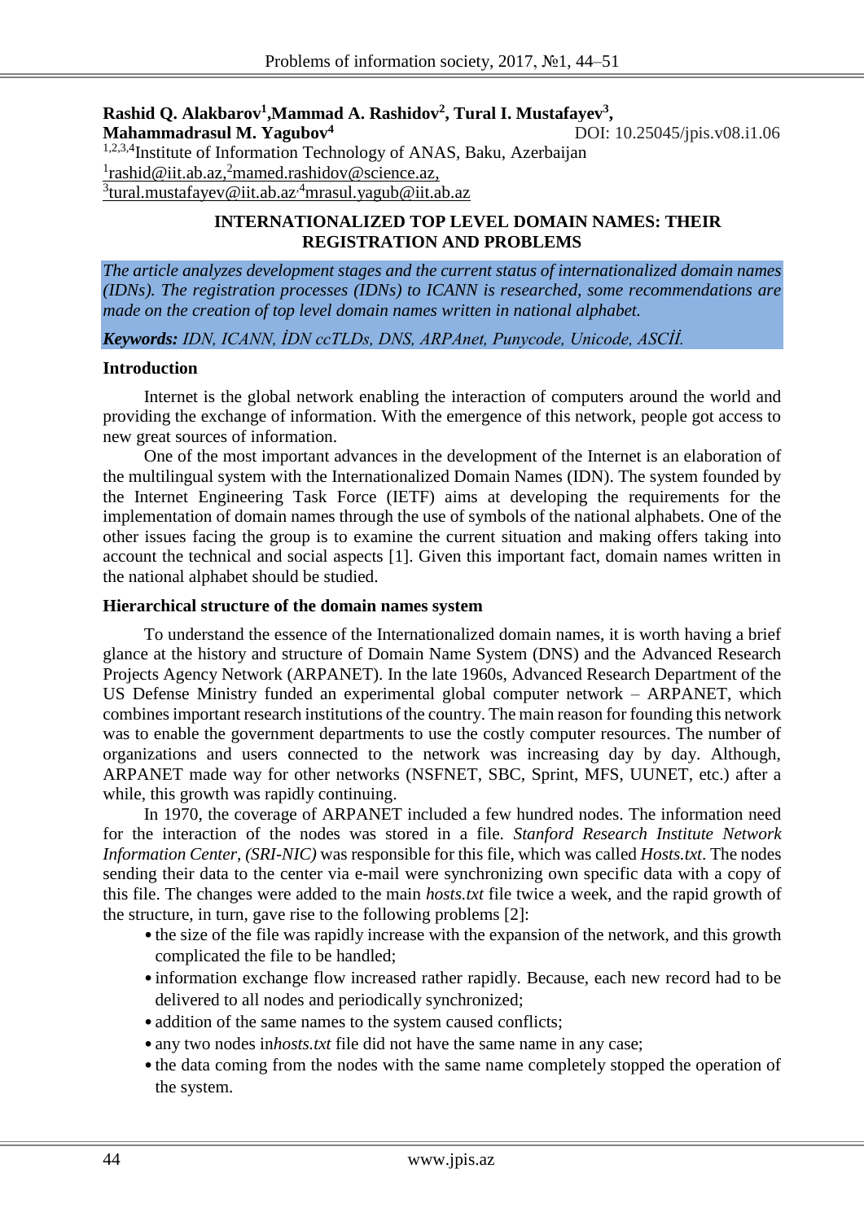**Rashid Q. Alakbarov[1],Mammad A. Rashidov[2], Tural I. Mustafayev[3], Mahammadrasul M. Yagubov[4]**

DOI: 10.25045/jpis.v08.i1.06

[1,2,3,4]Institute of Information Technology of ANAS, Baku, Azerbaijan
[1]rashid@iit.ab.az,[2]mamed.rashidov@science.az,
[3]tural.mustafayev@iit.ab.az,[4]mrasul.yagub@iit.ab.az

# INTERNATIONALIZED TOP LEVEL DOMAIN NAMES: THEIR REGISTRATION AND PROBLEMS

*The article analyzes development stages and the current status of internationalized domain names (IDNs). The registration processes (IDNs) to ICANN is researched, some recommendations are made on the creation of top level domain names written in national alphabet.*

***Keywords:*** *IDN, ICANN, İDN ccTLDs, DNS, ARPAnet, Punycode, Unicode, ASCİİ.*

## Introduction

Internet is the global network enabling the interaction of computers around the world and providing the exchange of information. With the emergence of this network, people got access to new great sources of information.

One of the most important advances in the development of the Internet is an elaboration of the multilingual system with the Internationalized Domain Names (IDN). The system founded by the Internet Engineering Task Force (IETF) aims at developing the requirements for the implementation of domain names through the use of symbols of the national alphabets. One of the other issues facing the group is to examine the current situation and making offers taking into account the technical and social aspects [1]. Given this important fact, domain names written in the national alphabet should be studied.

## Hierarchical structure of the domain names system

To understand the essence of the Internationalized domain names, it is worth having a brief glance at the history and structure of Domain Name System (DNS) and the Advanced Research Projects Agency Network (ARPANET). In the late 1960s, Advanced Research Department of the US Defense Ministry funded an experimental global computer network – ARPANET, which combines important research institutions of the country. The main reason for founding this network was to enable the government departments to use the costly computer resources. The number of organizations and users connected to the network was increasing day by day. Although, ARPANET made way for other networks (NSFNET, SBC, Sprint, MFS, UUNET, etc.) after a while, this growth was rapidly continuing.

In 1970, the coverage of ARPANET included a few hundred nodes. The information need for the interaction of the nodes was stored in a file. *Stanford Research Institute Network Information Center, (SRI-NIC)* was responsible for this file, which was called *Hosts.txt*. The nodes sending their data to the center via e-mail were synchronizing own specific data with a copy of this file. The changes were added to the main *hosts.txt* file twice a week, and the rapid growth of the structure, in turn, gave rise to the following problems [2]:

- the size of the file was rapidly increase with the expansion of the network, and this growth complicated the file to be handled;
- information exchange flow increased rather rapidly. Because, each new record had to be delivered to all nodes and periodically synchronized;
- addition of the same names to the system caused conflicts;
- any two nodes in*hosts.txt* file did not have the same name in any case;
- the data coming from the nodes with the same name completely stopped the operation of the system.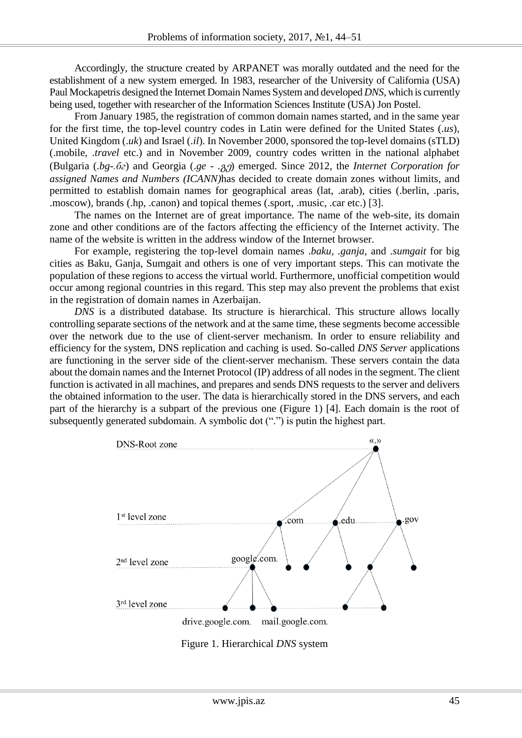Accordingly, the structure created by ARPANET was morally outdated and the need for the establishment of a new system emerged. In 1983, researcher of the University of California (USA) Paul Mockapetris designed the Internet Domain Names System and developed *DNS*, which is currently being used, together with researcher of the Information Sciences Institute (USA) Jon Postel.

From January 1985, the registration of common domain names started, and in the same year for the first time, the top-level country codes in Latin were defined for the United States (*.us*), United Kingdom (*.uk*) and Israel (*.il*). In November 2000, sponsored the top-level domains (sTLD) (.mobile, *.travel* etc.) and in November 2009, country codes written in the national alphabet (Bulgaria (*.bg-.бг*) and Georgia (*.ge - .გე*) emerged. Since 2012, the *Internet Corporation for assigned Names and Numbers (ICANN)*has decided to create domain zones without limits, and permitted to establish domain names for geographical areas (lat, .arab), cities (.berlin, .paris, .moscow), brands (.hp, .canon) and topical themes (.sport, .music, .car etc.) [3].

The names on the Internet are of great importance. The name of the web-site, its domain zone and other conditions are of the factors affecting the efficiency of the Internet activity. The name of the website is written in the address window of the Internet browser.

For example, registering the top-level domain names *.baku*, *.ganja*, and *.sumgait* for big cities as Baku, Ganja, Sumgait and others is one of very important steps. This can motivate the population of these regions to access the virtual world. Furthermore, unofficial competition would occur among regional countries in this regard. This step may also prevent the problems that exist in the registration of domain names in Azerbaijan.

*DNS* is a distributed database. Its structure is hierarchical. This structure allows locally controlling separate sections of the network and at the same time, these segments become accessible over the network due to the use of client-server mechanism. In order to ensure reliability and efficiency for the system, DNS replication and caching is used. So-called *DNS Server* applications are functioning in the server side of the client-server mechanism. These servers contain the data about the domain names and the Internet Protocol (IP) address of all nodes in the segment. The client function is activated in all machines, and prepares and sends DNS requests to the server and delivers the obtained information to the user. The data is hierarchically stored in the DNS servers, and each part of the hierarchy is a subpart of the previous one (Figure 1) [4]. Each domain is the root of subsequently generated subdomain. A symbolic dot (".") is putin the highest part.

Figure 1. Hierarchical *DNS* system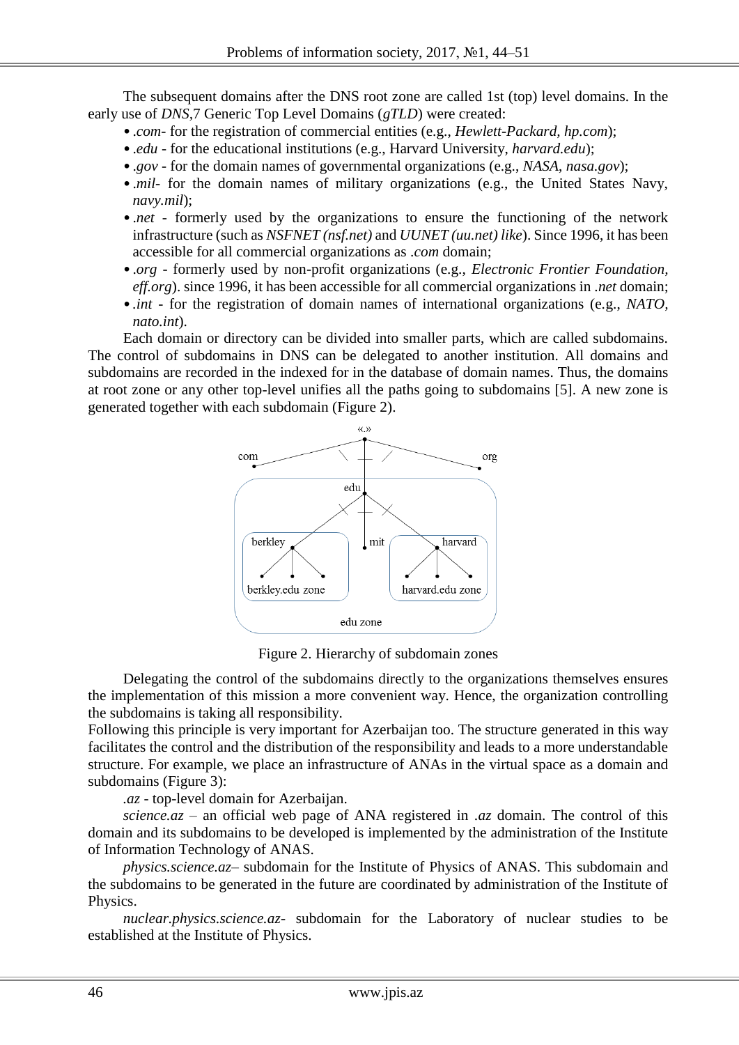The subsequent domains after the DNS root zone are called 1st (top) level domains. In the early use of *DNS*,7 Generic Top Level Domains (*gTLD*) were created:

- *.com*- for the registration of commercial entities (e.g., *Hewlett-Packard, hp.com*);
- *.edu* - for the educational institutions (e.g., Harvard University, *harvard.edu*);
- *.gov* - for the domain names of governmental organizations (e.g., *NASA*, *nasa.gov*);
- *.mil*- for the domain names of military organizations (e.g., the United States Navy, *navy.mil*);
- *.net* - formerly used by the organizations to ensure the functioning of the network infrastructure (such as *NSFNET (nsf.net)* and *UUNET (uu.net) like*). Since 1996, it has been accessible for all commercial organizations as *.com* domain;
- *.org* - formerly used by non-profit organizations (e.g., *Electronic Frontier Foundation, eff.org*). since 1996, it has been accessible for all commercial organizations in *.net* domain;
- *.int* - for the registration of domain names of international organizations (e.g., *NATO, nato.int*).

Each domain or directory can be divided into smaller parts, which are called subdomains. The control of subdomains in DNS can be delegated to another institution. All domains and subdomains are recorded in the indexed for in the database of domain names. Thus, the domains at root zone or any other top-level unifies all the paths going to subdomains [5]. A new zone is generated together with each subdomain (Figure 2).

Figure 2. Hierarchy of subdomain zones

Delegating the control of the subdomains directly to the organizations themselves ensures the implementation of this mission a more convenient way. Hence, the organization controlling the subdomains is taking all responsibility.

Following this principle is very important for Azerbaijan too. The structure generated in this way facilitates the control and the distribution of the responsibility and leads to a more understandable structure. For example, we place an infrastructure of ANAs in the virtual space as a domain and subdomains (Figure 3):

*.az* - top-level domain for Azerbaijan.

*science.az* – an official web page of ANA registered in *.az* domain. The control of this domain and its subdomains to be developed is implemented by the administration of the Institute of Information Technology of ANAS.

*physics.science.az*– subdomain for the Institute of Physics of ANAS. This subdomain and the subdomains to be generated in the future are coordinated by administration of the Institute of Physics.

*nuclear.physics.science.az*- subdomain for the Laboratory of nuclear studies to be established at the Institute of Physics.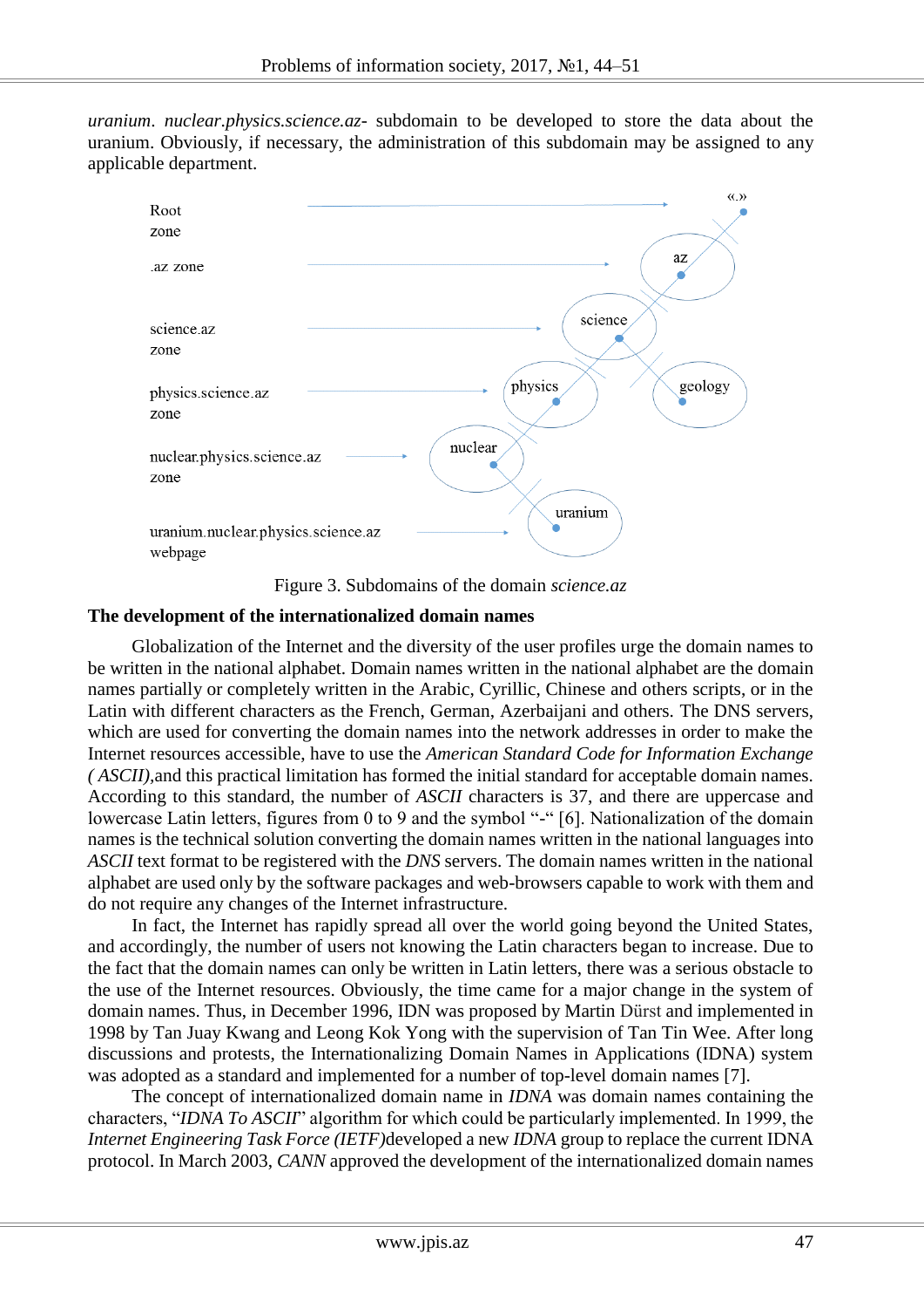*uranium. nuclear.physics.science.az-* subdomain to be developed to store the data about the uranium. Obviously, if necessary, the administration of this subdomain may be assigned to any applicable department.

Root zone

.az zone

science.az zone

physics.science.az zone

nuclear.physics.science.az zone

uranium.nuclear.physics.science.az webpage

«.»

az

science

physics

geology

nuclear

uranium

Figure 3. Subdomains of the domain *science.az*

**The development of the internationalized domain names**

Globalization of the Internet and the diversity of the user profiles urge the domain names to be written in the national alphabet. Domain names written in the national alphabet are the domain names partially or completely written in the Arabic, Cyrillic, Chinese and others scripts, or in the Latin with different characters as the French, German, Azerbaijani and others. The DNS servers, which are used for converting the domain names into the network addresses in order to make the Internet resources accessible, have to use the *American Standard Code for Information Exchange ( ASCII)*,and this practical limitation has formed the initial standard for acceptable domain names. According to this standard, the number of *ASCII* characters is 37, and there are uppercase and lowercase Latin letters, figures from 0 to 9 and the symbol "-" [6]. Nationalization of the domain names is the technical solution converting the domain names written in the national languages into *ASCII* text format to be registered with the *DNS* servers. The domain names written in the national alphabet are used only by the software packages and web-browsers capable to work with them and do not require any changes of the Internet infrastructure.

In fact, the Internet has rapidly spread all over the world going beyond the United States, and accordingly, the number of users not knowing the Latin characters began to increase. Due to the fact that the domain names can only be written in Latin letters, there was a serious obstacle to the use of the Internet resources. Obviously, the time came for a major change in the system of domain names. Thus, in December 1996, IDN was proposed by Martin Dürst and implemented in 1998 by Tan Juay Kwang and Leong Kok Yong with the supervision of Tan Tin Wee. After long discussions and protests, the Internationalizing Domain Names in Applications (IDNA) system was adopted as a standard and implemented for a number of top-level domain names [7].

The concept of internationalized domain name in *IDNA* was domain names containing the characters, "*IDNA To ASCII*" algorithm for which could be particularly implemented. In 1999, the *Internet Engineering Task Force (IETF)*developed a new *IDNA* group to replace the current IDNA protocol. In March 2003, *CANN* approved the development of the internationalized domain names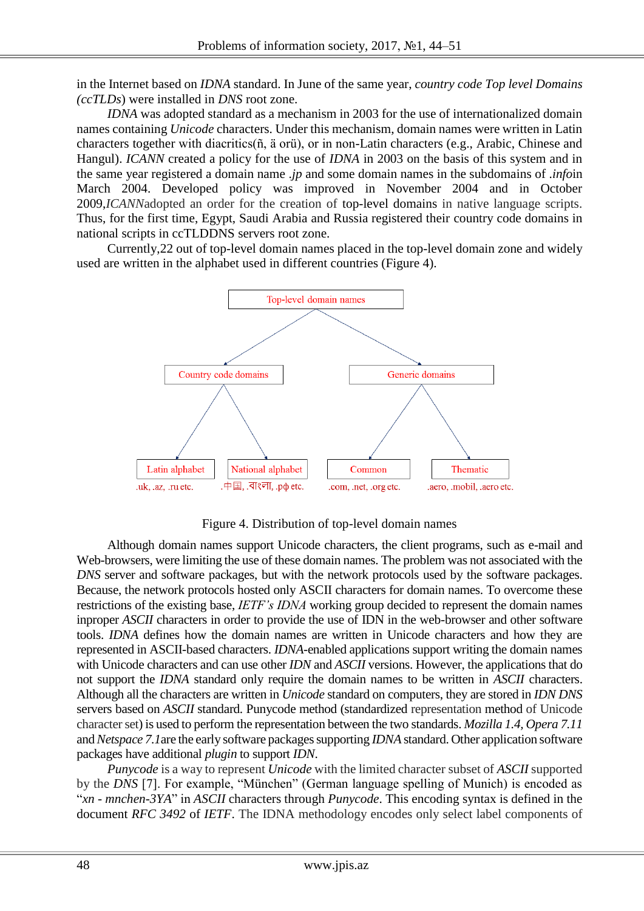in the Internet based on *IDNA* standard. In June of the same year, *country code Top level Domains (ccTLDs)* were installed in *DNS* root zone.

*IDNA* was adopted standard as a mechanism in 2003 for the use of internationalized domain names containing *Unicode* characters. Under this mechanism, domain names were written in Latin characters together with diacritics(ñ, ä orü), or in non-Latin characters (e.g., Arabic, Chinese and Hangul). *ICANN* created a policy for the use of *IDNA* in 2003 on the basis of this system and in the same year registered a domain name *.jp* and some domain names in the subdomains of *.info*in March 2004. Developed policy was improved in November 2004 and in October 2009,*ICANN*adopted an order for the creation of top-level domains in native language scripts. Thus, for the first time, Egypt, Saudi Arabia and Russia registered their country code domains in national scripts in ccTLDDNS servers root zone.

Currently,22 out of top-level domain names placed in the top-level domain zone and widely used are written in the alphabet used in different countries (Figure 4).

Top-level domain names

Country code domains | Generic domains

Latin alphabet: .uk, .az, .ru etc.

National alphabet: .中国, .বাংলা, .рф etc.

Common: .com, .net, .org etc.

Thematic: .aero, .mobil, .aero etc.

Figure 4. Distribution of top-level domain names

Although domain names support Unicode characters, the client programs, such as e-mail and Web-browsers, were limiting the use of these domain names. The problem was not associated with the *DNS* server and software packages, but with the network protocols used by the software packages. Because, the network protocols hosted only ASCII characters for domain names. To overcome these restrictions of the existing base, *IETF's IDNA* working group decided to represent the domain names inproper *ASCII* characters in order to provide the use of IDN in the web-browser and other software tools. *IDNA* defines how the domain names are written in Unicode characters and how they are represented in ASCII-based characters. *IDNA*-enabled applications support writing the domain names with Unicode characters and can use other *IDN* and *ASCII* versions. However, the applications that do not support the *IDNA* standard only require the domain names to be written in *ASCII* characters. Although all the characters are written in *Unicode* standard on computers, they are stored in *IDN DNS* servers based on *ASCII* standard. Punycode method (standardized representation method of Unicode character set) is used to perform the representation between the two standards. *Mozilla 1.4, Opera 7.11* and *Netspace 7.1*are the early software packages supporting *IDNA* standard. Other application software packages have additional *plugin* to support *IDN*.

*Punycode* is a way to represent *Unicode* with the limited character subset of *ASCII* supported by the *DNS* [7]. For example, "München" (German language spelling of Munich) is encoded as "*xn - mnchen-3YA*" in *ASCII* characters through *Punycode*. This encoding syntax is defined in the document *RFC 3492* of *IETF*. The IDNA methodology encodes only select label components of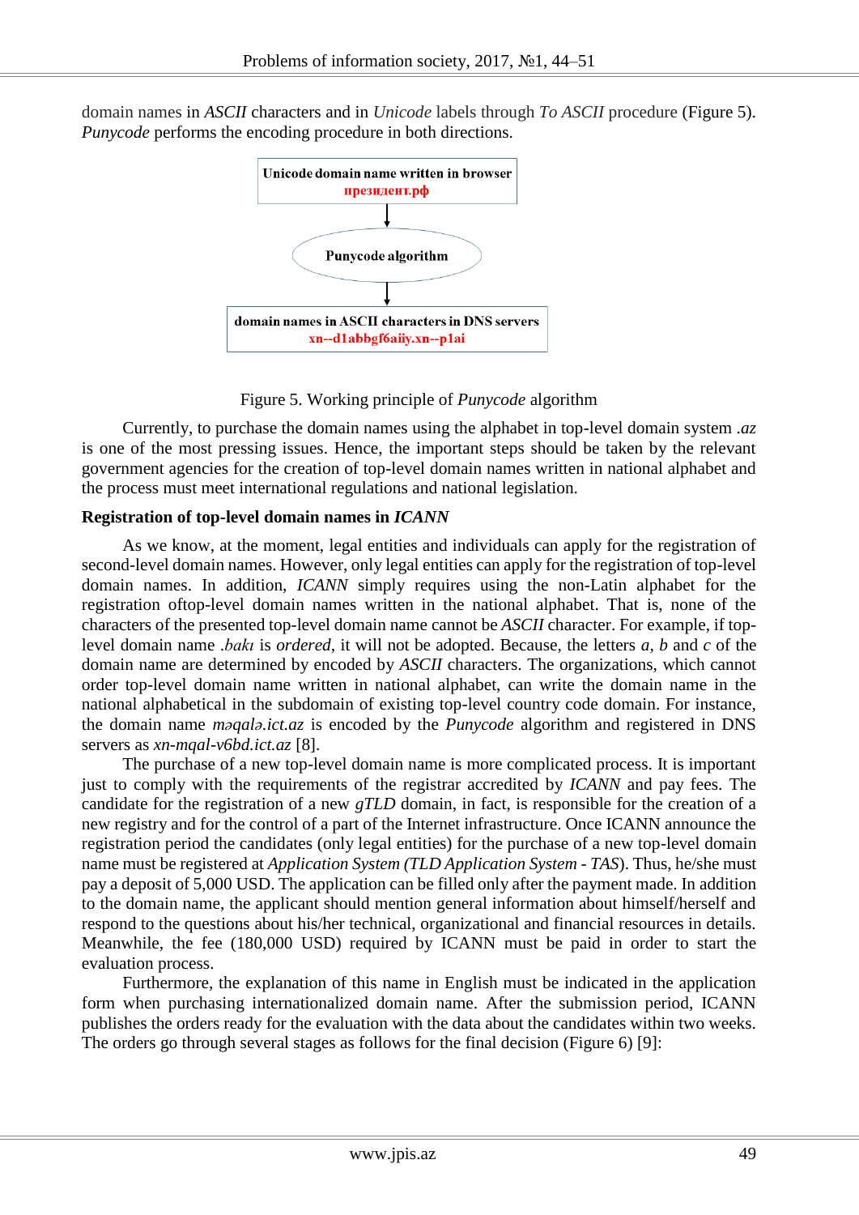domain names in *ASCII* characters and in *Unicode* labels through *To ASCII* procedure (Figure 5). *Punycode* performs the encoding procedure in both directions.

**Unicode domain name written in browser**
президент.рф

↓

**Punycode algorithm**

↓

**domain names in ASCII characters in DNS servers**
xn--d1abbgf6aiiy.xn--p1ai

Figure 5. Working principle of *Punycode* algorithm

Currently, to purchase the domain names using the alphabet in top-level domain system *.az* is one of the most pressing issues. Hence, the important steps should be taken by the relevant government agencies for the creation of top-level domain names written in national alphabet and the process must meet international regulations and national legislation.

### Registration of top-level domain names in *ICANN*

As we know, at the moment, legal entities and individuals can apply for the registration of second-level domain names. However, only legal entities can apply for the registration of top-level domain names. In addition, *ICANN* simply requires using the non-Latin alphabet for the registration oftop-level domain names written in the national alphabet. That is, none of the characters of the presented top-level domain name cannot be *ASCII* character. For example, if top-level domain name *.bakı* is *ordered*, it will not be adopted. Because, the letters *a*, *b* and *c* of the domain name are determined by encoded by *ASCII* characters. The organizations, which cannot order top-level domain name written in national alphabet, can write the domain name in the national alphabetical in the subdomain of existing top-level country code domain. For instance, the domain name *məqalə.ict.az* is encoded by the *Punycode* algorithm and registered in DNS servers as *xn-mqal-v6bd.ict.az* [8].

The purchase of a new top-level domain name is more complicated process. It is important just to comply with the requirements of the registrar accredited by *ICANN* and pay fees. The candidate for the registration of a new *gTLD* domain, in fact, is responsible for the creation of a new registry and for the control of a part of the Internet infrastructure. Once ICANN announce the registration period the candidates (only legal entities) for the purchase of a new top-level domain name must be registered at *Application System (TLD Application System - TAS)*. Thus, he/she must pay a deposit of 5,000 USD. The application can be filled only after the payment made. In addition to the domain name, the applicant should mention general information about himself/herself and respond to the questions about his/her technical, organizational and financial resources in details. Meanwhile, the fee (180,000 USD) required by ICANN must be paid in order to start the evaluation process.

Furthermore, the explanation of this name in English must be indicated in the application form when purchasing internationalized domain name. After the submission period, ICANN publishes the orders ready for the evaluation with the data about the candidates within two weeks. The orders go through several stages as follows for the final decision (Figure 6) [9]: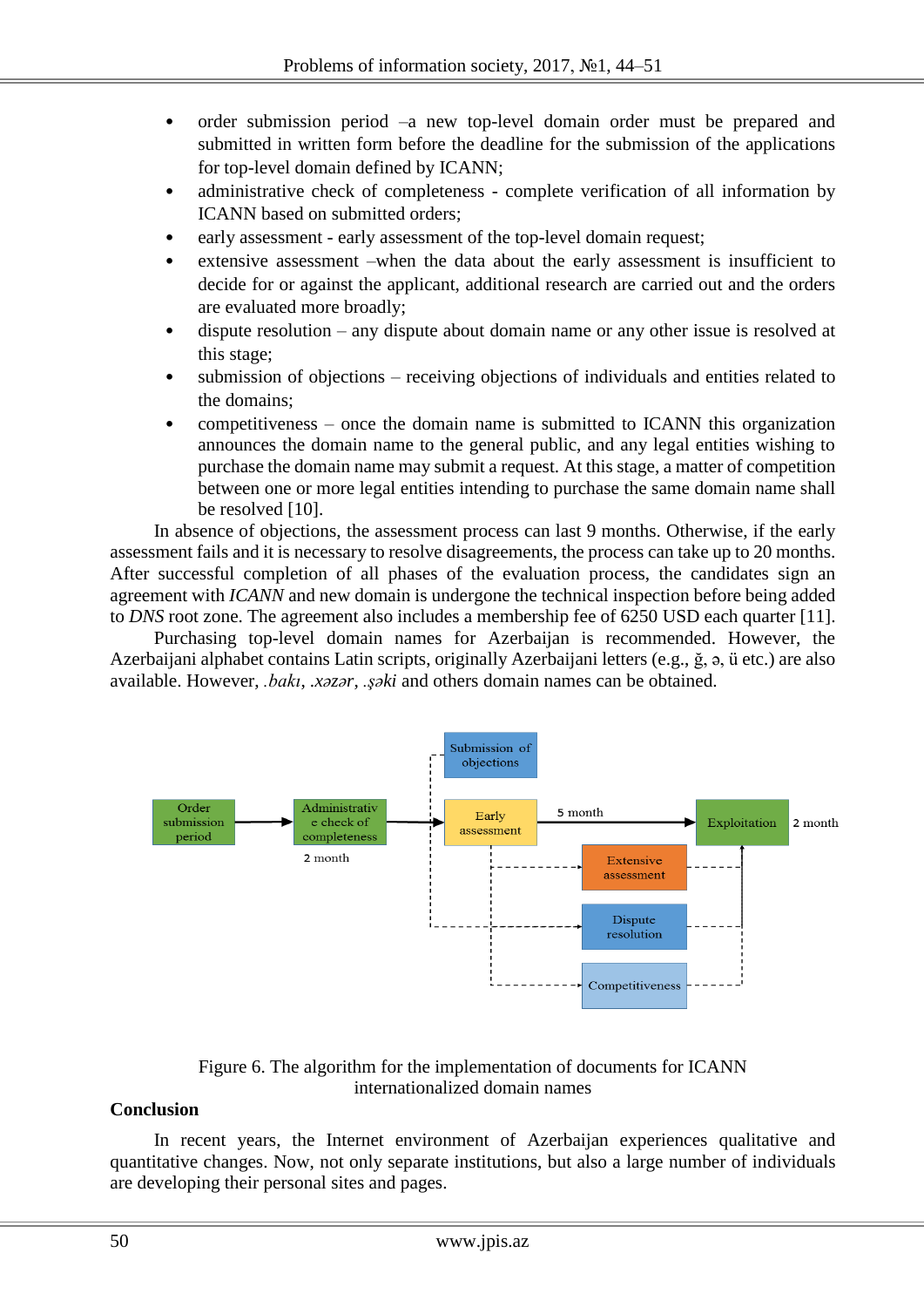- order submission period –a new top-level domain order must be prepared and submitted in written form before the deadline for the submission of the applications for top-level domain defined by ICANN;
- administrative check of completeness - complete verification of all information by ICANN based on submitted orders;
- early assessment - early assessment of the top-level domain request;
- extensive assessment –when the data about the early assessment is insufficient to decide for or against the applicant, additional research are carried out and the orders are evaluated more broadly;
- dispute resolution – any dispute about domain name or any other issue is resolved at this stage;
- submission of objections – receiving objections of individuals and entities related to the domains;
- competitiveness – once the domain name is submitted to ICANN this organization announces the domain name to the general public, and any legal entities wishing to purchase the domain name may submit a request. At this stage, a matter of competition between one or more legal entities intending to purchase the same domain name shall be resolved [10].

In absence of objections, the assessment process can last 9 months. Otherwise, if the early assessment fails and it is necessary to resolve disagreements, the process can take up to 20 months. After successful completion of all phases of the evaluation process, the candidates sign an agreement with *ICANN* and new domain is undergone the technical inspection before being added to *DNS* root zone. The agreement also includes a membership fee of 6250 USD each quarter [11].

Purchasing top-level domain names for Azerbaijan is recommended. However, the Azerbaijani alphabet contains Latin scripts, originally Azerbaijani letters (e.g., ğ, ə, ü etc.) are also available. However, *.bakı*, *.xəzər*, *.şəki* and others domain names can be obtained.

Order submission period → Administrative check of completeness (2 month) → Early assessment (5 month) → Exploitation (2 month); Submission of objections; Extensive assessment; Dispute resolution; Competitiveness

Figure 6. The algorithm for the implementation of documents for ICANN internationalized domain names

## Conclusion

In recent years, the Internet environment of Azerbaijan experiences qualitative and quantitative changes. Now, not only separate institutions, but also a large number of individuals are developing their personal sites and pages.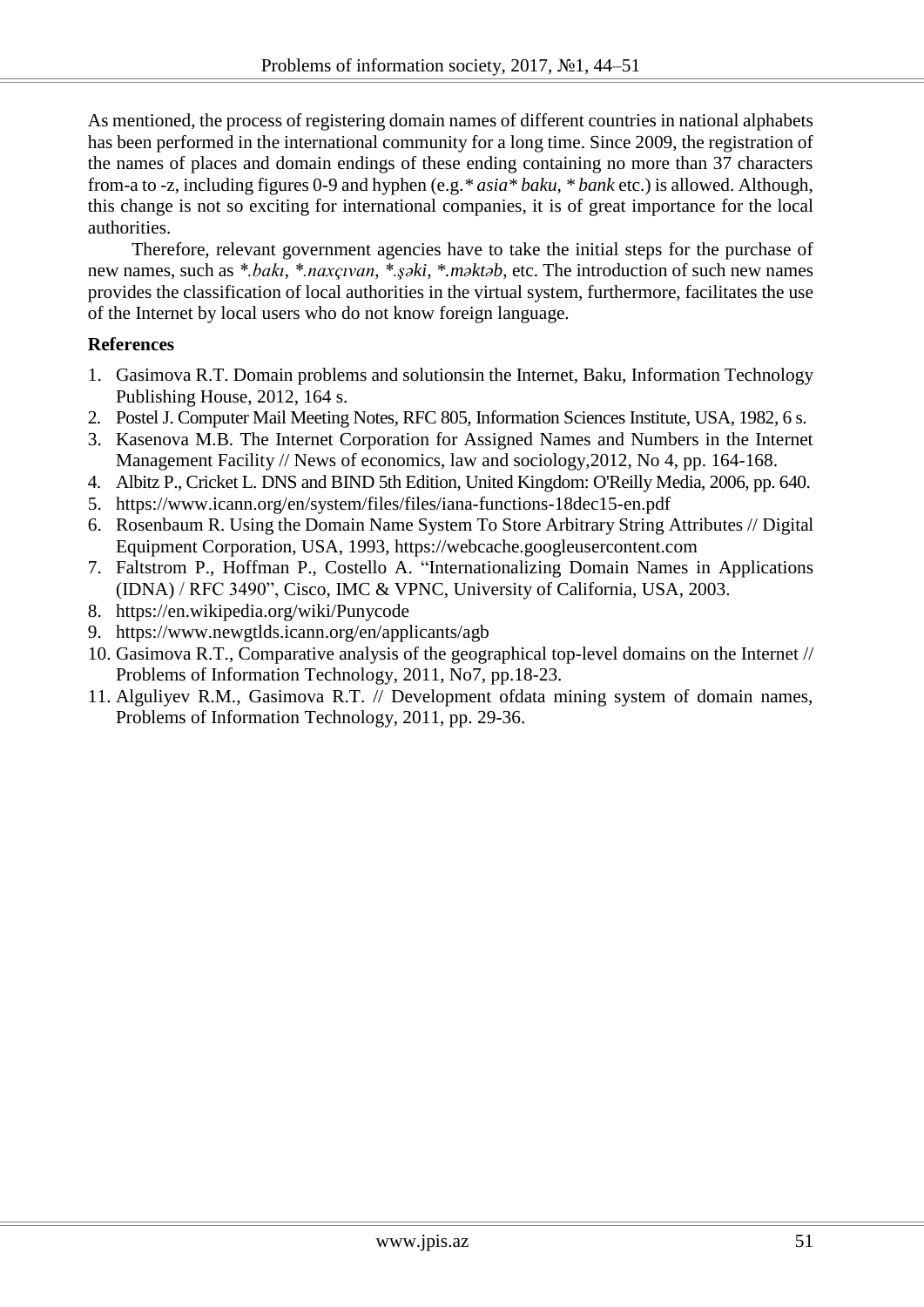As mentioned, the process of registering domain names of different countries in national alphabets has been performed in the international community for a long time. Since 2009, the registration of the names of places and domain endings of these ending containing no more than 37 characters from-a to -z, including figures 0-9 and hyphen (e.g.* *asia** *baku*, * *bank* etc.) is allowed. Although, this change is not so exciting for international companies, it is of great importance for the local authorities.

Therefore, relevant government agencies have to take the initial steps for the purchase of new names, such as *\*.bakı*, *\*.naxçıvan*, *\*.şəki*, *\*.məktəb*, etc. The introduction of such new names provides the classification of local authorities in the virtual system, furthermore, facilitates the use of the Internet by local users who do not know foreign language.

**References**

1. Gasimova R.T. Domain problems and solutionsin the Internet, Baku, Information Technology Publishing House, 2012, 164 s.
2. Postel J. Computer Mail Meeting Notes, RFC 805, Information Sciences Institute, USA, 1982, 6 s.
3. Kasenova M.B. The Internet Corporation for Assigned Names and Numbers in the Internet Management Facility // News of economics, law and sociology,2012, No 4, pp. 164-168.
4. Albitz P., Cricket L. DNS and BIND 5th Edition, United Kingdom: O'Reilly Media, 2006, pp. 640.
5. https://www.icann.org/en/system/files/files/iana-functions-18dec15-en.pdf
6. Rosenbaum R. Using the Domain Name System To Store Arbitrary String Attributes // Digital Equipment Corporation, USA, 1993, https://webcache.googleusercontent.com
7. Faltstrom P., Hoffman P., Costello A. "Internationalizing Domain Names in Applications (IDNA) / RFC 3490", Cisco, IMC & VPNC, University of California, USA, 2003.
8. https://en.wikipedia.org/wiki/Punycode
9. https://www.newgtlds.icann.org/en/applicants/agb
10. Gasimova R.T., Comparative analysis of the geographical top-level domains on the Internet // Problems of Information Technology, 2011, No7, pp.18-23.
11. Alguliyev R.M., Gasimova R.T. // Development ofdata mining system of domain names, Problems of Information Technology, 2011, pp. 29-36.